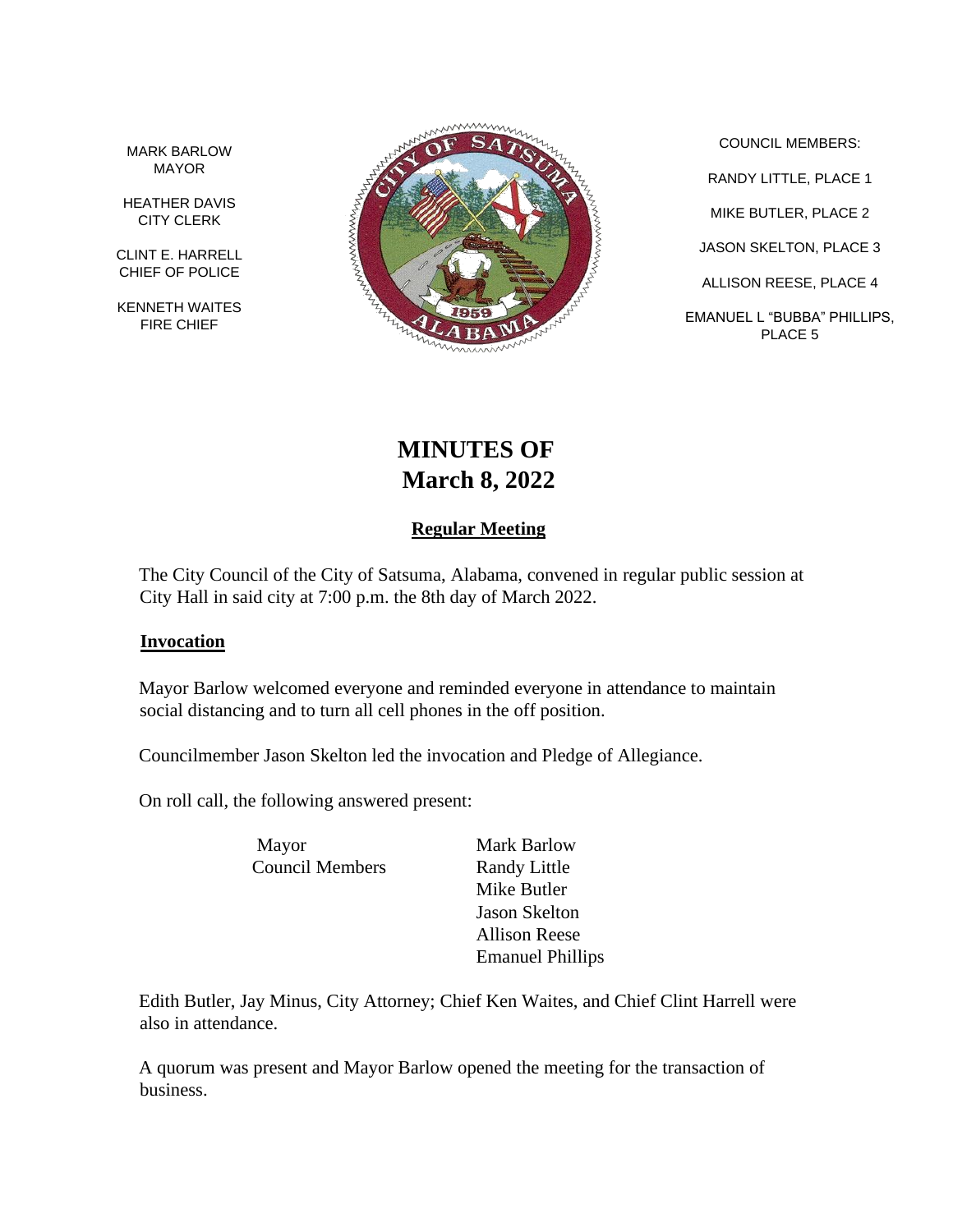MARK BARLOW
MAYOR

HEATHER DAVIS
CITY CLERK

CLINT E. HARRELL
CHIEF OF POLICE

KENNETH WAITES
FIRE CHIEF

COUNCIL MEMBERS:

RANDY LITTLE, PLACE 1

MIKE BUTLER, PLACE 2

JASON SKELTON, PLACE 3

ALLISON REESE, PLACE 4

EMANUEL L "BUBBA" PHILLIPS, PLACE 5

# MINUTES OF March 8, 2022

## Regular Meeting

The City Council of the City of Satsuma, Alabama, convened in regular public session at City Hall in said city at 7:00 p.m. the 8th day of March 2022.

### Invocation

Mayor Barlow welcomed everyone and reminded everyone in attendance to maintain social distancing and to turn all cell phones in the off position.

Councilmember Jason Skelton led the invocation and Pledge of Allegiance.

On roll call, the following answered present:

| | |
|---|---|
| Mayor | Mark Barlow |
| Council Members | Randy Little |
| | Mike Butler |
| | Jason Skelton |
| | Allison Reese |
| | Emanuel Phillips |

Edith Butler, Jay Minus, City Attorney; Chief Ken Waites, and Chief Clint Harrell were also in attendance.

A quorum was present and Mayor Barlow opened the meeting for the transaction of business.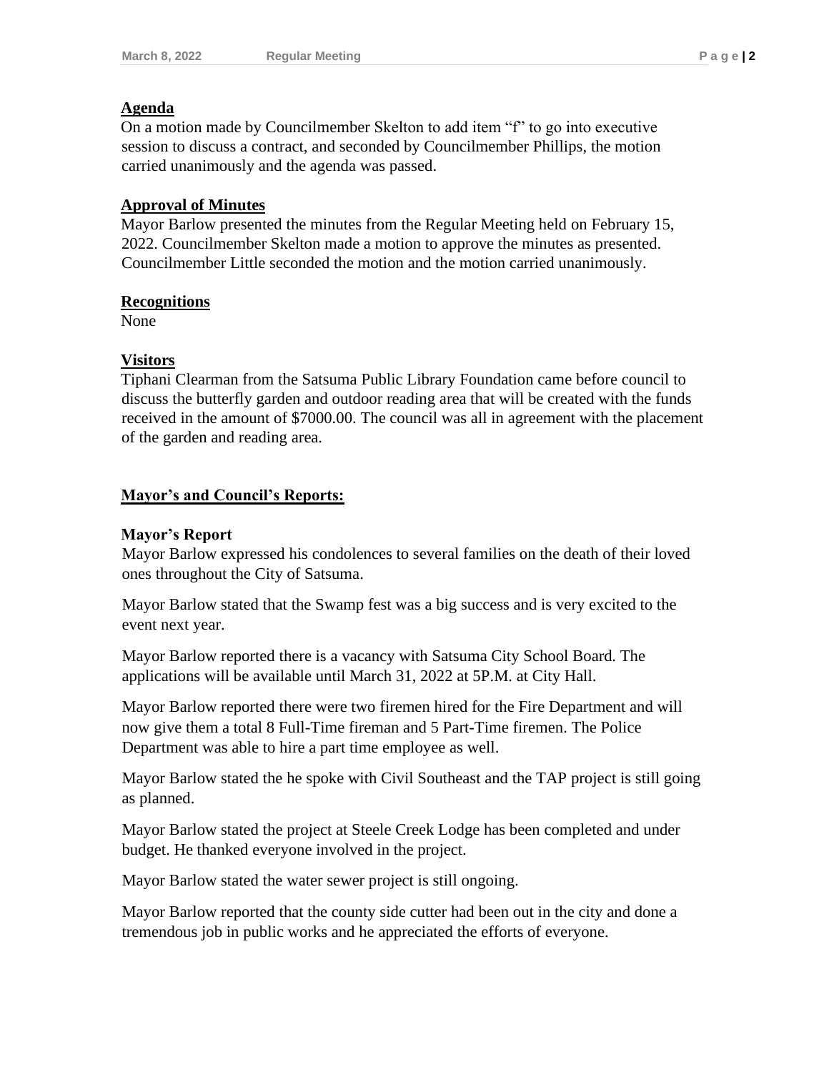**Agenda**

On a motion made by Councilmember Skelton to add item "f" to go into executive session to discuss a contract, and seconded by Councilmember Phillips, the motion carried unanimously and the agenda was passed.

**Approval of Minutes**

Mayor Barlow presented the minutes from the Regular Meeting held on February 15, 2022. Councilmember Skelton made a motion to approve the minutes as presented. Councilmember Little seconded the motion and the motion carried unanimously.

**Recognitions**

None

**Visitors**

Tiphani Clearman from the Satsuma Public Library Foundation came before council to discuss the butterfly garden and outdoor reading area that will be created with the funds received in the amount of $7000.00. The council was all in agreement with the placement of the garden and reading area.

**Mayor's and Council's Reports:**

**Mayor's Report**

Mayor Barlow expressed his condolences to several families on the death of their loved ones throughout the City of Satsuma.

Mayor Barlow stated that the Swamp fest was a big success and is very excited to the event next year.

Mayor Barlow reported there is a vacancy with Satsuma City School Board. The applications will be available until March 31, 2022 at 5P.M. at City Hall.

Mayor Barlow reported there were two firemen hired for the Fire Department and will now give them a total 8 Full-Time fireman and 5 Part-Time firemen. The Police Department was able to hire a part time employee as well.

Mayor Barlow stated the he spoke with Civil Southeast and the TAP project is still going as planned.

Mayor Barlow stated the project at Steele Creek Lodge has been completed and under budget. He thanked everyone involved in the project.

Mayor Barlow stated the water sewer project is still ongoing.

Mayor Barlow reported that the county side cutter had been out in the city and done a tremendous job in public works and he appreciated the efforts of everyone.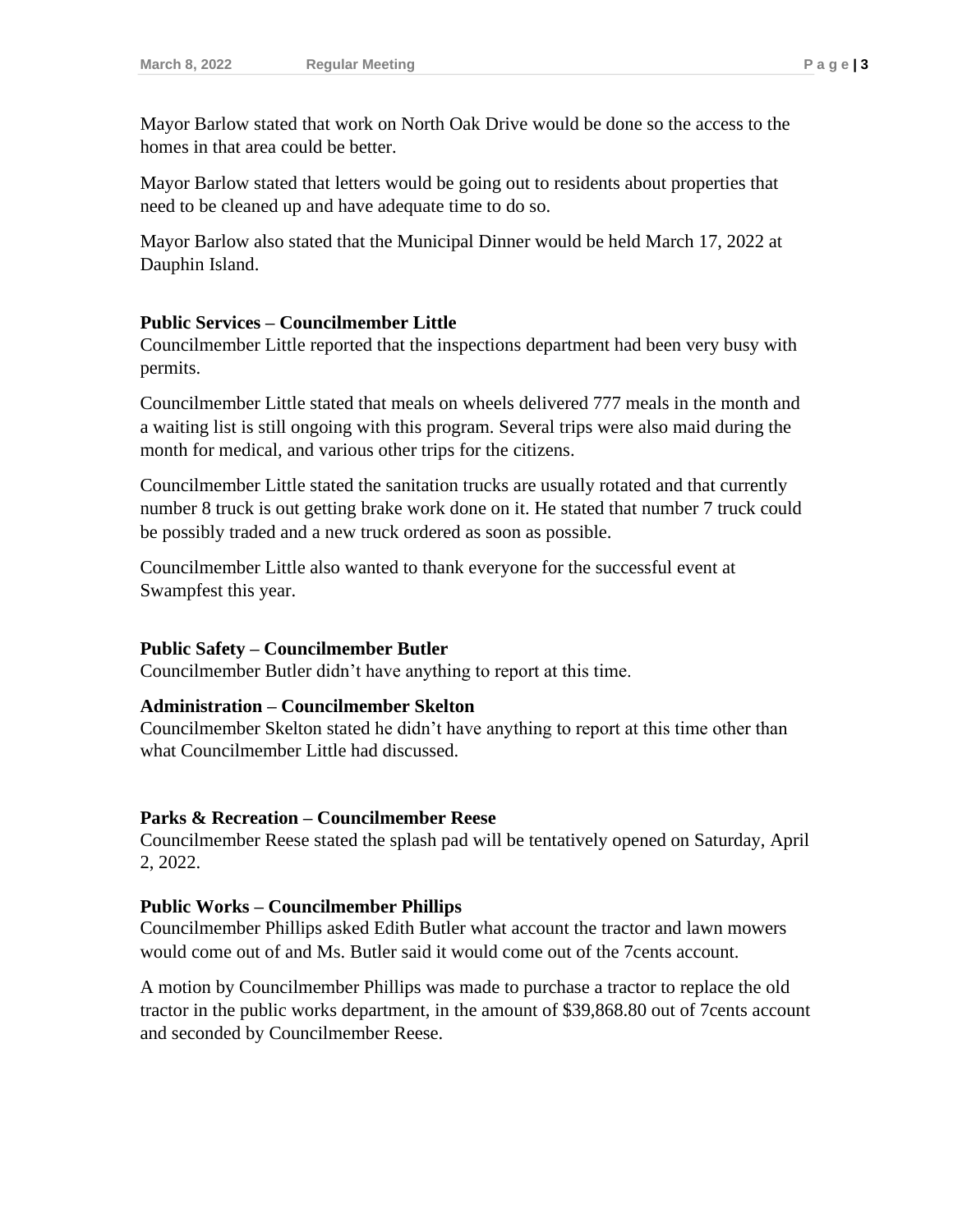Mayor Barlow stated that work on North Oak Drive would be done so the access to the homes in that area could be better.

Mayor Barlow stated that letters would be going out to residents about properties that need to be cleaned up and have adequate time to do so.

Mayor Barlow also stated that the Municipal Dinner would be held March 17, 2022 at Dauphin Island.

**Public Services – Councilmember Little**
Councilmember Little reported that the inspections department had been very busy with permits.

Councilmember Little stated that meals on wheels delivered 777 meals in the month and a waiting list is still ongoing with this program. Several trips were also maid during the month for medical, and various other trips for the citizens.

Councilmember Little stated the sanitation trucks are usually rotated and that currently number 8 truck is out getting brake work done on it. He stated that number 7 truck could be possibly traded and a new truck ordered as soon as possible.

Councilmember Little also wanted to thank everyone for the successful event at Swampfest this year.

**Public Safety – Councilmember Butler**
Councilmember Butler didn't have anything to report at this time.

**Administration – Councilmember Skelton**
Councilmember Skelton stated he didn't have anything to report at this time other than what Councilmember Little had discussed.

**Parks & Recreation – Councilmember Reese**
Councilmember Reese stated the splash pad will be tentatively opened on Saturday, April 2, 2022.

**Public Works – Councilmember Phillips**
Councilmember Phillips asked Edith Butler what account the tractor and lawn mowers would come out of and Ms. Butler said it would come out of the 7cents account.

A motion by Councilmember Phillips was made to purchase a tractor to replace the old tractor in the public works department, in the amount of $39,868.80 out of 7cents account and seconded by Councilmember Reese.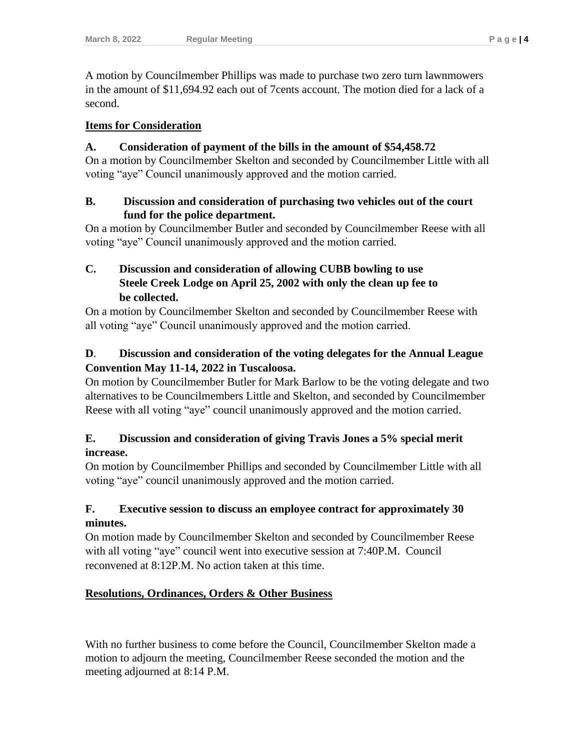A motion by Councilmember Phillips was made to purchase two zero turn lawnmowers in the amount of $11,694.92 each out of 7cents account. The motion died for a lack of a second.

**Items for Consideration**

**A. Consideration of payment of the bills in the amount of $54,458.72**

On a motion by Councilmember Skelton and seconded by Councilmember Little with all voting "aye" Council unanimously approved and the motion carried.

**B. Discussion and consideration of purchasing two vehicles out of the court fund for the police department.**

On a motion by Councilmember Butler and seconded by Councilmember Reese with all voting "aye" Council unanimously approved and the motion carried.

**C. Discussion and consideration of allowing CUBB bowling to use Steele Creek Lodge on April 25, 2002 with only the clean up fee to be collected.**

On a motion by Councilmember Skelton and seconded by Councilmember Reese with all voting "aye" Council unanimously approved and the motion carried.

**D. Discussion and consideration of the voting delegates for the Annual League Convention May 11-14, 2022 in Tuscaloosa.**

On motion by Councilmember Butler for Mark Barlow to be the voting delegate and two alternatives to be Councilmembers Little and Skelton, and seconded by Councilmember Reese with all voting "aye" council unanimously approved and the motion carried.

**E. Discussion and consideration of giving Travis Jones a 5% special merit increase.**

On motion by Councilmember Phillips and seconded by Councilmember Little with all voting "aye" council unanimously approved and the motion carried.

**F. Executive session to discuss an employee contract for approximately 30 minutes.**

On motion made by Councilmember Skelton and seconded by Councilmember Reese with all voting "aye" council went into executive session at 7:40P.M. Council reconvened at 8:12P.M. No action taken at this time.

**Resolutions, Ordinances, Orders & Other Business**

With no further business to come before the Council, Councilmember Skelton made a motion to adjourn the meeting, Councilmember Reese seconded the motion and the meeting adjourned at 8:14 P.M.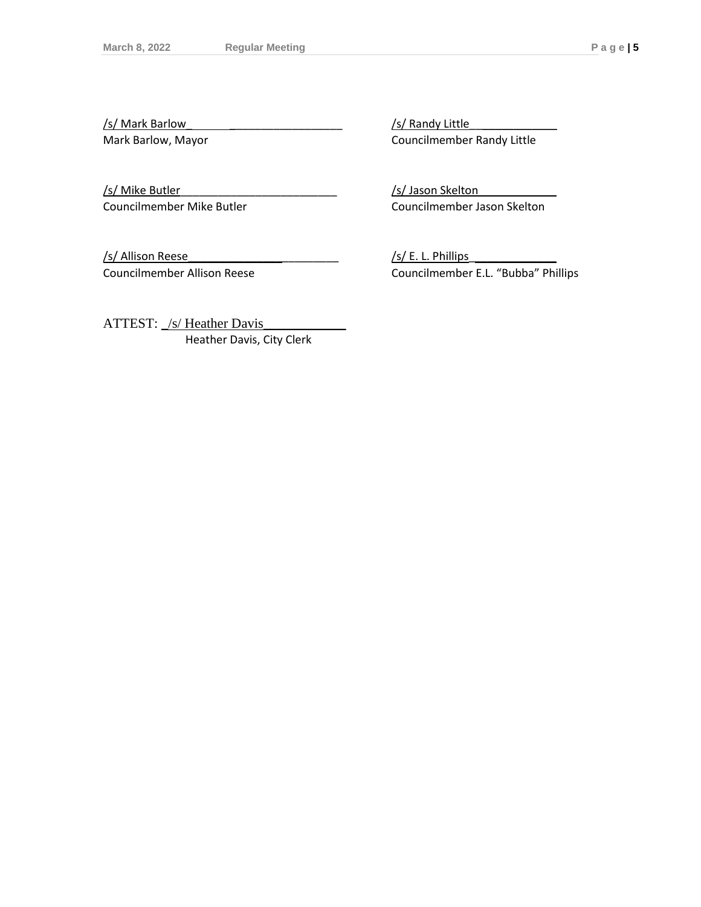/s/ Mark Barlow
Mark Barlow, Mayor

/s/ Randy Little
Councilmember Randy Little

/s/ Mike Butler
Councilmember Mike Butler

/s/ Jason Skelton
Councilmember Jason Skelton

/s/ Allison Reese
Councilmember Allison Reese

/s/ E. L. Phillips
Councilmember E.L. "Bubba" Phillips

ATTEST: /s/ Heather Davis
Heather Davis, City Clerk